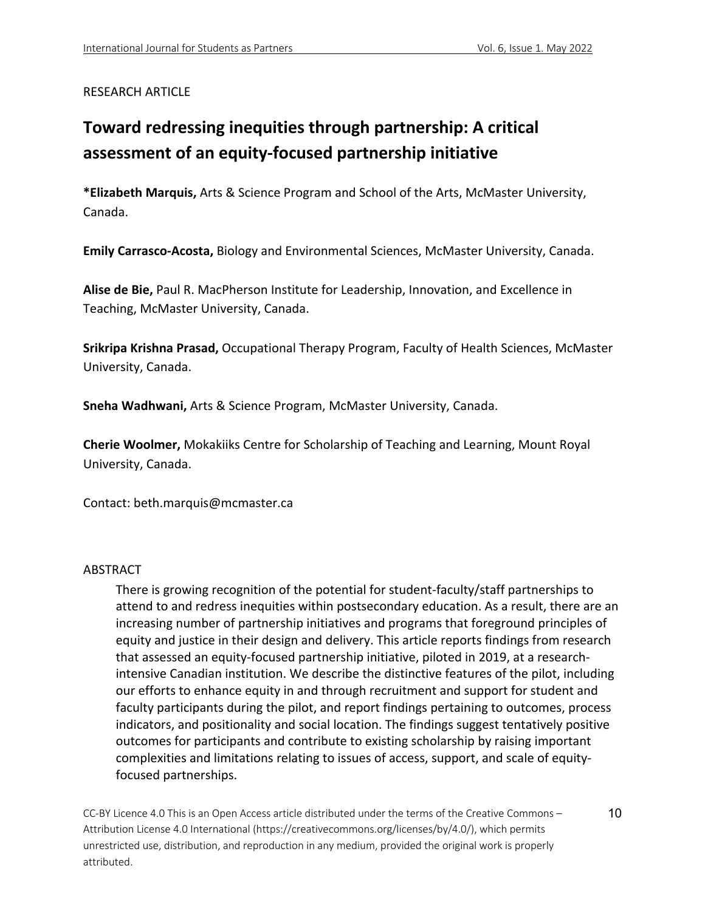RESEARCH ARTICLE

# Toward redressing inequities through partnership: A critical assessment of an equity-focused partnership initiative

***Elizabeth Marquis,** Arts & Science Program and School of the Arts, McMaster University, Canada.

**Emily Carrasco-Acosta,** Biology and Environmental Sciences, McMaster University, Canada.

**Alise de Bie,** Paul R. MacPherson Institute for Leadership, Innovation, and Excellence in Teaching, McMaster University, Canada.

**Srikripa Krishna Prasad,** Occupational Therapy Program, Faculty of Health Sciences, McMaster University, Canada.

**Sneha Wadhwani,** Arts & Science Program, McMaster University, Canada.

**Cherie Woolmer,** Mokakiiks Centre for Scholarship of Teaching and Learning, Mount Royal University, Canada.

Contact: beth.marquis@mcmaster.ca

## ABSTRACT

> There is growing recognition of the potential for student-faculty/staff partnerships to attend to and redress inequities within postsecondary education. As a result, there are an increasing number of partnership initiatives and programs that foreground principles of equity and justice in their design and delivery. This article reports findings from research that assessed an equity-focused partnership initiative, piloted in 2019, at a research-intensive Canadian institution. We describe the distinctive features of the pilot, including our efforts to enhance equity in and through recruitment and support for student and faculty participants during the pilot, and report findings pertaining to outcomes, process indicators, and positionality and social location. The findings suggest tentatively positive outcomes for participants and contribute to existing scholarship by raising important complexities and limitations relating to issues of access, support, and scale of equity-focused partnerships.

CC-BY Licence 4.0 This is an Open Access article distributed under the terms of the Creative Commons – Attribution License 4.0 International (https://creativecommons.org/licenses/by/4.0/), which permits unrestricted use, distribution, and reproduction in any medium, provided the original work is properly attributed.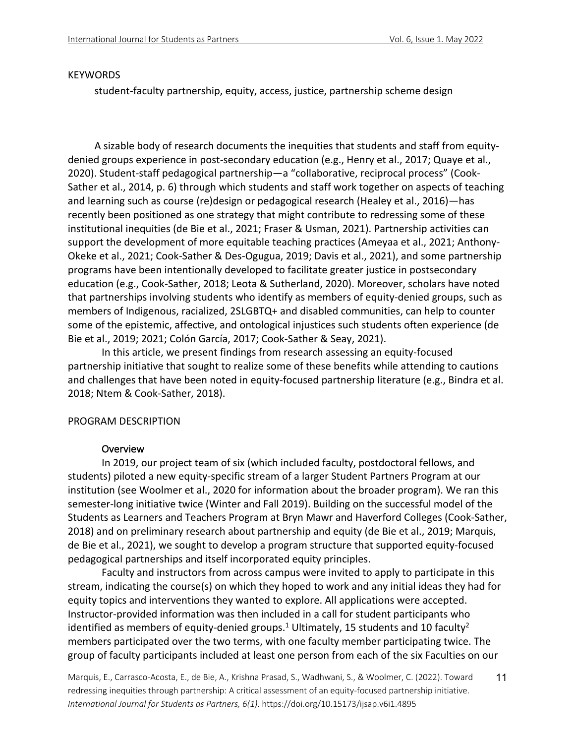KEYWORDS

student-faculty partnership, equity, access, justice, partnership scheme design

A sizable body of research documents the inequities that students and staff from equity-denied groups experience in post-secondary education (e.g., Henry et al., 2017; Quaye et al., 2020). Student-staff pedagogical partnership—a "collaborative, reciprocal process" (Cook-Sather et al., 2014, p. 6) through which students and staff work together on aspects of teaching and learning such as course (re)design or pedagogical research (Healey et al., 2016)—has recently been positioned as one strategy that might contribute to redressing some of these institutional inequities (de Bie et al., 2021; Fraser & Usman, 2021). Partnership activities can support the development of more equitable teaching practices (Ameyaa et al., 2021; Anthony-Okeke et al., 2021; Cook-Sather & Des-Ogugua, 2019; Davis et al., 2021), and some partnership programs have been intentionally developed to facilitate greater justice in postsecondary education (e.g., Cook-Sather, 2018; Leota & Sutherland, 2020). Moreover, scholars have noted that partnerships involving students who identify as members of equity-denied groups, such as members of Indigenous, racialized, 2SLGBTQ+ and disabled communities, can help to counter some of the epistemic, affective, and ontological injustices such students often experience (de Bie et al., 2019; 2021; Colón García, 2017; Cook-Sather & Seay, 2021).

In this article, we present findings from research assessing an equity-focused partnership initiative that sought to realize some of these benefits while attending to cautions and challenges that have been noted in equity-focused partnership literature (e.g., Bindra et al. 2018; Ntem & Cook-Sather, 2018).

## PROGRAM DESCRIPTION

### Overview

In 2019, our project team of six (which included faculty, postdoctoral fellows, and students) piloted a new equity-specific stream of a larger Student Partners Program at our institution (see Woolmer et al., 2020 for information about the broader program). We ran this semester-long initiative twice (Winter and Fall 2019). Building on the successful model of the Students as Learners and Teachers Program at Bryn Mawr and Haverford Colleges (Cook-Sather, 2018) and on preliminary research about partnership and equity (de Bie et al., 2019; Marquis, de Bie et al., 2021), we sought to develop a program structure that supported equity-focused pedagogical partnerships and itself incorporated equity principles.

Faculty and instructors from across campus were invited to apply to participate in this stream, indicating the course(s) on which they hoped to work and any initial ideas they had for equity topics and interventions they wanted to explore. All applications were accepted. Instructor-provided information was then included in a call for student participants who identified as members of equity-denied groups.[1] Ultimately, 15 students and 10 faculty[2] members participated over the two terms, with one faculty member participating twice. The group of faculty participants included at least one person from each of the six Faculties on our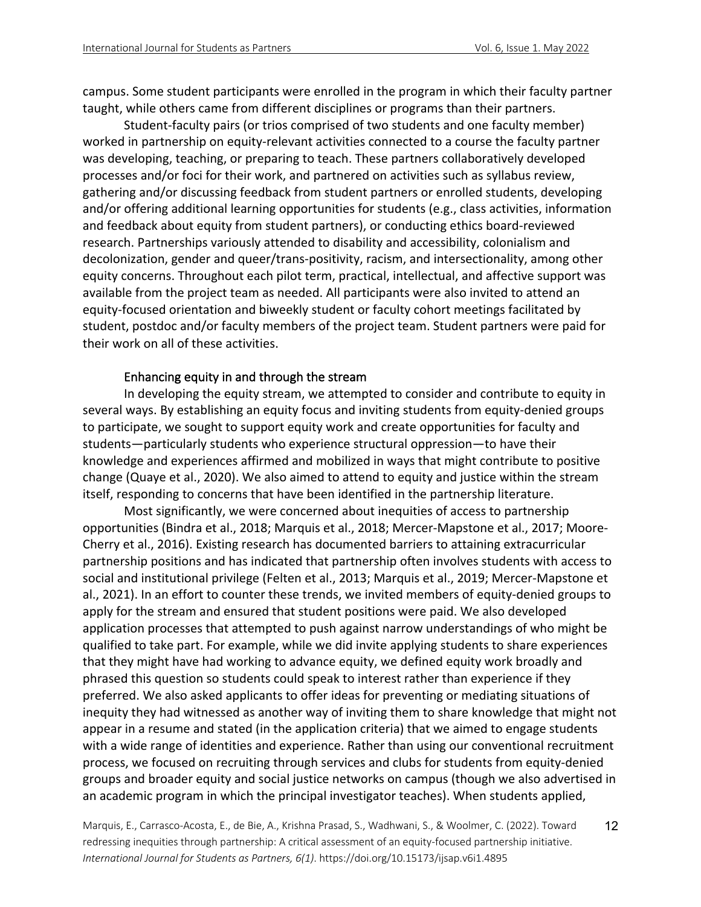campus. Some student participants were enrolled in the program in which their faculty partner taught, while others came from different disciplines or programs than their partners.

Student-faculty pairs (or trios comprised of two students and one faculty member) worked in partnership on equity-relevant activities connected to a course the faculty partner was developing, teaching, or preparing to teach. These partners collaboratively developed processes and/or foci for their work, and partnered on activities such as syllabus review, gathering and/or discussing feedback from student partners or enrolled students, developing and/or offering additional learning opportunities for students (e.g., class activities, information and feedback about equity from student partners), or conducting ethics board-reviewed research. Partnerships variously attended to disability and accessibility, colonialism and decolonization, gender and queer/trans-positivity, racism, and intersectionality, among other equity concerns. Throughout each pilot term, practical, intellectual, and affective support was available from the project team as needed. All participants were also invited to attend an equity-focused orientation and biweekly student or faculty cohort meetings facilitated by student, postdoc and/or faculty members of the project team. Student partners were paid for their work on all of these activities.

### Enhancing equity in and through the stream

In developing the equity stream, we attempted to consider and contribute to equity in several ways. By establishing an equity focus and inviting students from equity-denied groups to participate, we sought to support equity work and create opportunities for faculty and students—particularly students who experience structural oppression—to have their knowledge and experiences affirmed and mobilized in ways that might contribute to positive change (Quaye et al., 2020). We also aimed to attend to equity and justice within the stream itself, responding to concerns that have been identified in the partnership literature.

Most significantly, we were concerned about inequities of access to partnership opportunities (Bindra et al., 2018; Marquis et al., 2018; Mercer-Mapstone et al., 2017; Moore-Cherry et al., 2016). Existing research has documented barriers to attaining extracurricular partnership positions and has indicated that partnership often involves students with access to social and institutional privilege (Felten et al., 2013; Marquis et al., 2019; Mercer-Mapstone et al., 2021). In an effort to counter these trends, we invited members of equity-denied groups to apply for the stream and ensured that student positions were paid. We also developed application processes that attempted to push against narrow understandings of who might be qualified to take part. For example, while we did invite applying students to share experiences that they might have had working to advance equity, we defined equity work broadly and phrased this question so students could speak to interest rather than experience if they preferred. We also asked applicants to offer ideas for preventing or mediating situations of inequity they had witnessed as another way of inviting them to share knowledge that might not appear in a resume and stated (in the application criteria) that we aimed to engage students with a wide range of identities and experience. Rather than using our conventional recruitment process, we focused on recruiting through services and clubs for students from equity-denied groups and broader equity and social justice networks on campus (though we also advertised in an academic program in which the principal investigator teaches). When students applied,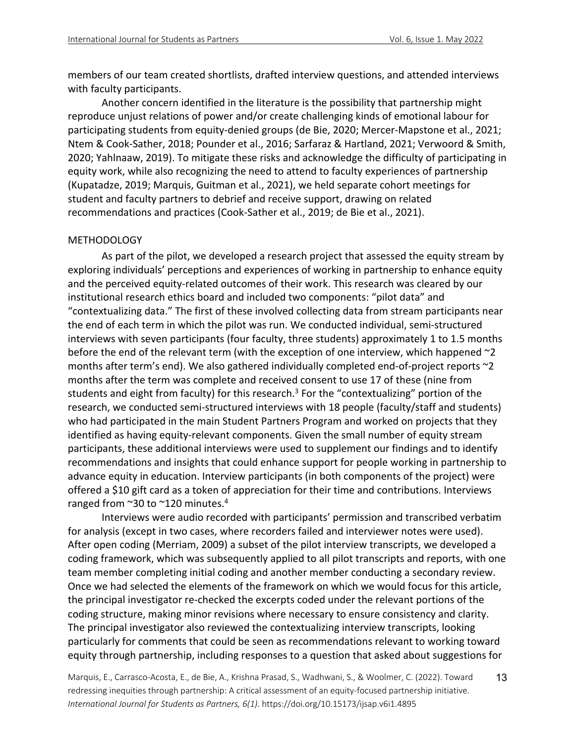members of our team created shortlists, drafted interview questions, and attended interviews with faculty participants.

Another concern identified in the literature is the possibility that partnership might reproduce unjust relations of power and/or create challenging kinds of emotional labour for participating students from equity-denied groups (de Bie, 2020; Mercer-Mapstone et al., 2021; Ntem & Cook-Sather, 2018; Pounder et al., 2016; Sarfaraz & Hartland, 2021; Verwoord & Smith, 2020; Yahlnaaw, 2019). To mitigate these risks and acknowledge the difficulty of participating in equity work, while also recognizing the need to attend to faculty experiences of partnership (Kupatadze, 2019; Marquis, Guitman et al., 2021), we held separate cohort meetings for student and faculty partners to debrief and receive support, drawing on related recommendations and practices (Cook-Sather et al., 2019; de Bie et al., 2021).

## METHODOLOGY

As part of the pilot, we developed a research project that assessed the equity stream by exploring individuals' perceptions and experiences of working in partnership to enhance equity and the perceived equity-related outcomes of their work. This research was cleared by our institutional research ethics board and included two components: "pilot data" and "contextualizing data." The first of these involved collecting data from stream participants near the end of each term in which the pilot was run. We conducted individual, semi-structured interviews with seven participants (four faculty, three students) approximately 1 to 1.5 months before the end of the relevant term (with the exception of one interview, which happened ~2 months after term's end). We also gathered individually completed end-of-project reports ~2 months after the term was complete and received consent to use 17 of these (nine from students and eight from faculty) for this research.[3] For the "contextualizing" portion of the research, we conducted semi-structured interviews with 18 people (faculty/staff and students) who had participated in the main Student Partners Program and worked on projects that they identified as having equity-relevant components. Given the small number of equity stream participants, these additional interviews were used to supplement our findings and to identify recommendations and insights that could enhance support for people working in partnership to advance equity in education. Interview participants (in both components of the project) were offered a $10 gift card as a token of appreciation for their time and contributions. Interviews ranged from ~30 to ~120 minutes.[4]

Interviews were audio recorded with participants' permission and transcribed verbatim for analysis (except in two cases, where recorders failed and interviewer notes were used). After open coding (Merriam, 2009) a subset of the pilot interview transcripts, we developed a coding framework, which was subsequently applied to all pilot transcripts and reports, with one team member completing initial coding and another member conducting a secondary review. Once we had selected the elements of the framework on which we would focus for this article, the principal investigator re-checked the excerpts coded under the relevant portions of the coding structure, making minor revisions where necessary to ensure consistency and clarity. The principal investigator also reviewed the contextualizing interview transcripts, looking particularly for comments that could be seen as recommendations relevant to working toward equity through partnership, including responses to a question that asked about suggestions for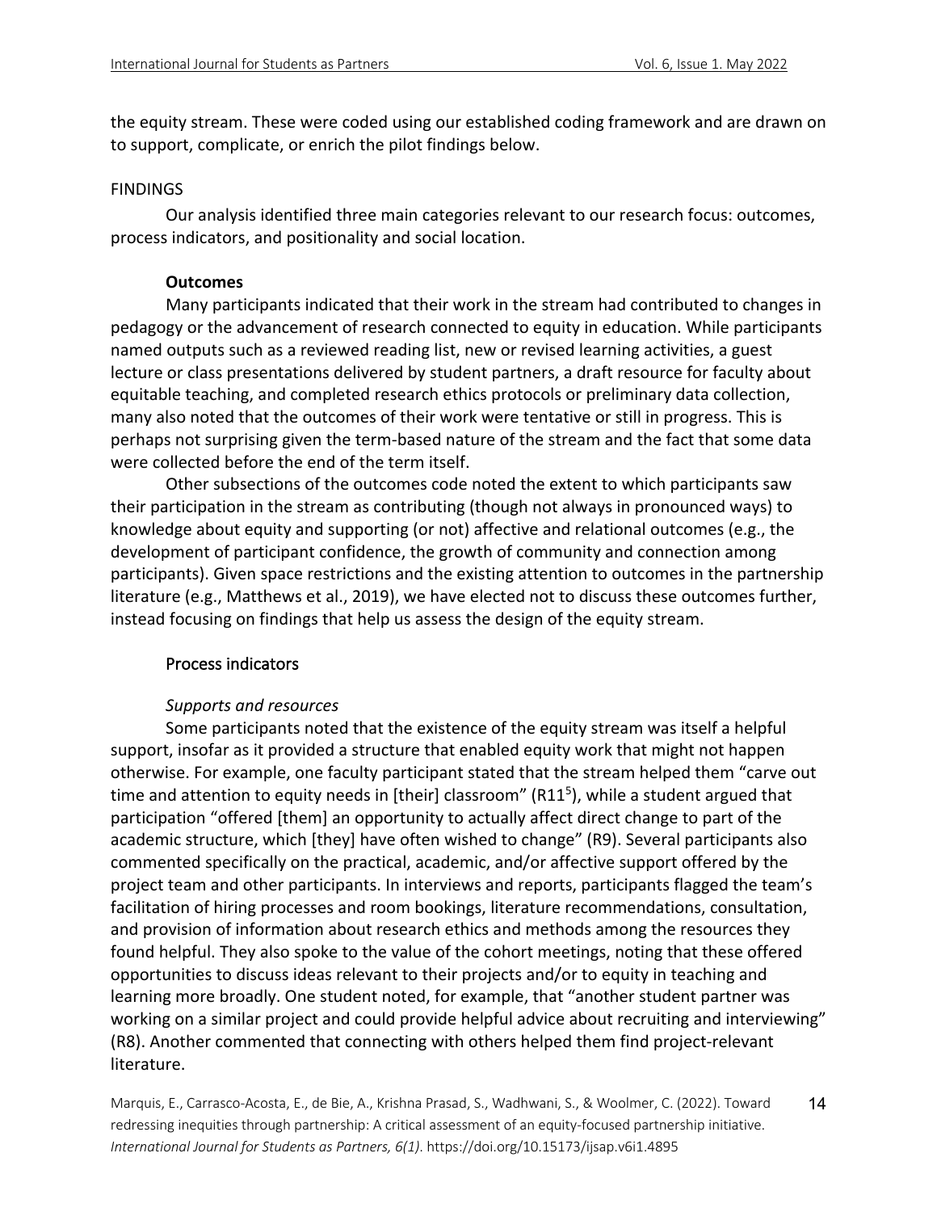the equity stream. These were coded using our established coding framework and are drawn on to support, complicate, or enrich the pilot findings below.

## FINDINGS

Our analysis identified three main categories relevant to our research focus: outcomes, process indicators, and positionality and social location.

### Outcomes

Many participants indicated that their work in the stream had contributed to changes in pedagogy or the advancement of research connected to equity in education. While participants named outputs such as a reviewed reading list, new or revised learning activities, a guest lecture or class presentations delivered by student partners, a draft resource for faculty about equitable teaching, and completed research ethics protocols or preliminary data collection, many also noted that the outcomes of their work were tentative or still in progress. This is perhaps not surprising given the term-based nature of the stream and the fact that some data were collected before the end of the term itself.

Other subsections of the outcomes code noted the extent to which participants saw their participation in the stream as contributing (though not always in pronounced ways) to knowledge about equity and supporting (or not) affective and relational outcomes (e.g., the development of participant confidence, the growth of community and connection among participants). Given space restrictions and the existing attention to outcomes in the partnership literature (e.g., Matthews et al., 2019), we have elected not to discuss these outcomes further, instead focusing on findings that help us assess the design of the equity stream.

### Process indicators

#### *Supports and resources*

Some participants noted that the existence of the equity stream was itself a helpful support, insofar as it provided a structure that enabled equity work that might not happen otherwise. For example, one faculty participant stated that the stream helped them "carve out time and attention to equity needs in [their] classroom" (R11[5]), while a student argued that participation "offered [them] an opportunity to actually affect direct change to part of the academic structure, which [they] have often wished to change" (R9). Several participants also commented specifically on the practical, academic, and/or affective support offered by the project team and other participants. In interviews and reports, participants flagged the team's facilitation of hiring processes and room bookings, literature recommendations, consultation, and provision of information about research ethics and methods among the resources they found helpful. They also spoke to the value of the cohort meetings, noting that these offered opportunities to discuss ideas relevant to their projects and/or to equity in teaching and learning more broadly. One student noted, for example, that "another student partner was working on a similar project and could provide helpful advice about recruiting and interviewing" (R8). Another commented that connecting with others helped them find project-relevant literature.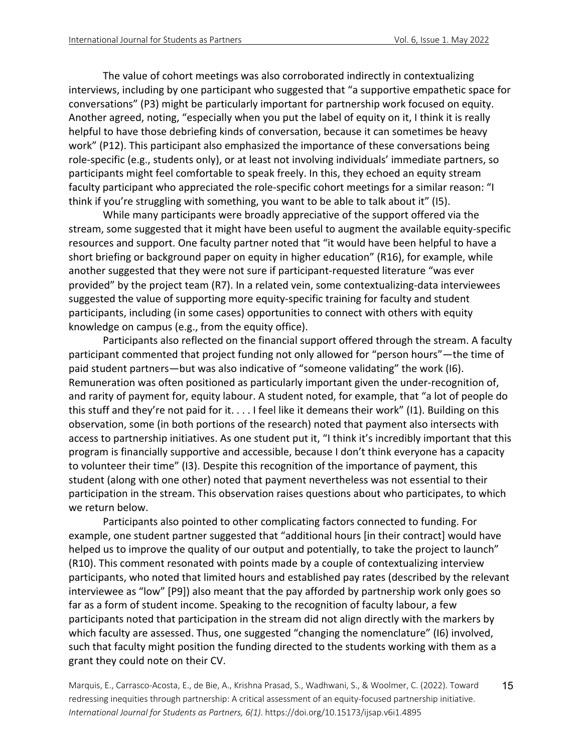The value of cohort meetings was also corroborated indirectly in contextualizing interviews, including by one participant who suggested that "a supportive empathetic space for conversations" (P3) might be particularly important for partnership work focused on equity. Another agreed, noting, "especially when you put the label of equity on it, I think it is really helpful to have those debriefing kinds of conversation, because it can sometimes be heavy work" (P12). This participant also emphasized the importance of these conversations being role-specific (e.g., students only), or at least not involving individuals' immediate partners, so participants might feel comfortable to speak freely. In this, they echoed an equity stream faculty participant who appreciated the role-specific cohort meetings for a similar reason: "I think if you're struggling with something, you want to be able to talk about it" (I5).

While many participants were broadly appreciative of the support offered via the stream, some suggested that it might have been useful to augment the available equity-specific resources and support. One faculty partner noted that "it would have been helpful to have a short briefing or background paper on equity in higher education" (R16), for example, while another suggested that they were not sure if participant-requested literature "was ever provided" by the project team (R7). In a related vein, some contextualizing-data interviewees suggested the value of supporting more equity-specific training for faculty and student participants, including (in some cases) opportunities to connect with others with equity knowledge on campus (e.g., from the equity office).

Participants also reflected on the financial support offered through the stream. A faculty participant commented that project funding not only allowed for "person hours"—the time of paid student partners—but was also indicative of "someone validating" the work (I6). Remuneration was often positioned as particularly important given the under-recognition of, and rarity of payment for, equity labour. A student noted, for example, that "a lot of people do this stuff and they're not paid for it. . . . I feel like it demeans their work" (I1). Building on this observation, some (in both portions of the research) noted that payment also intersects with access to partnership initiatives. As one student put it, "I think it's incredibly important that this program is financially supportive and accessible, because I don't think everyone has a capacity to volunteer their time" (I3). Despite this recognition of the importance of payment, this student (along with one other) noted that payment nevertheless was not essential to their participation in the stream. This observation raises questions about who participates, to which we return below.

Participants also pointed to other complicating factors connected to funding. For example, one student partner suggested that "additional hours [in their contract] would have helped us to improve the quality of our output and potentially, to take the project to launch" (R10). This comment resonated with points made by a couple of contextualizing interview participants, who noted that limited hours and established pay rates (described by the relevant interviewee as "low" [P9]) also meant that the pay afforded by partnership work only goes so far as a form of student income. Speaking to the recognition of faculty labour, a few participants noted that participation in the stream did not align directly with the markers by which faculty are assessed. Thus, one suggested "changing the nomenclature" (I6) involved, such that faculty might position the funding directed to the students working with them as a grant they could note on their CV.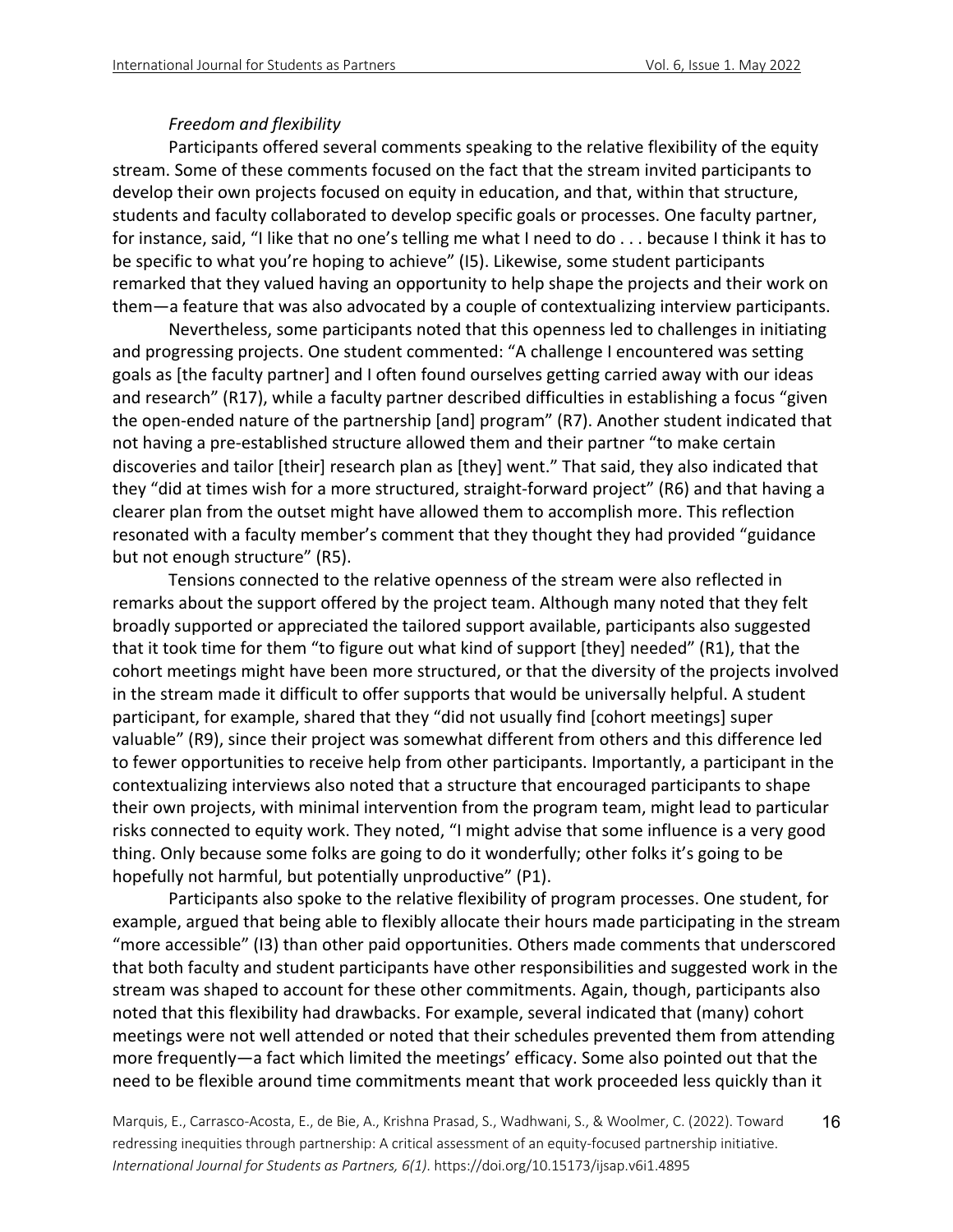*Freedom and flexibility*

Participants offered several comments speaking to the relative flexibility of the equity stream. Some of these comments focused on the fact that the stream invited participants to develop their own projects focused on equity in education, and that, within that structure, students and faculty collaborated to develop specific goals or processes. One faculty partner, for instance, said, "I like that no one's telling me what I need to do . . . because I think it has to be specific to what you're hoping to achieve" (I5). Likewise, some student participants remarked that they valued having an opportunity to help shape the projects and their work on them—a feature that was also advocated by a couple of contextualizing interview participants.

Nevertheless, some participants noted that this openness led to challenges in initiating and progressing projects. One student commented: "A challenge I encountered was setting goals as [the faculty partner] and I often found ourselves getting carried away with our ideas and research" (R17), while a faculty partner described difficulties in establishing a focus "given the open-ended nature of the partnership [and] program" (R7). Another student indicated that not having a pre-established structure allowed them and their partner "to make certain discoveries and tailor [their] research plan as [they] went." That said, they also indicated that they "did at times wish for a more structured, straight-forward project" (R6) and that having a clearer plan from the outset might have allowed them to accomplish more. This reflection resonated with a faculty member's comment that they thought they had provided "guidance but not enough structure" (R5).

Tensions connected to the relative openness of the stream were also reflected in remarks about the support offered by the project team. Although many noted that they felt broadly supported or appreciated the tailored support available, participants also suggested that it took time for them "to figure out what kind of support [they] needed" (R1), that the cohort meetings might have been more structured, or that the diversity of the projects involved in the stream made it difficult to offer supports that would be universally helpful. A student participant, for example, shared that they "did not usually find [cohort meetings] super valuable" (R9), since their project was somewhat different from others and this difference led to fewer opportunities to receive help from other participants. Importantly, a participant in the contextualizing interviews also noted that a structure that encouraged participants to shape their own projects, with minimal intervention from the program team, might lead to particular risks connected to equity work. They noted, "I might advise that some influence is a very good thing. Only because some folks are going to do it wonderfully; other folks it's going to be hopefully not harmful, but potentially unproductive" (P1).

Participants also spoke to the relative flexibility of program processes. One student, for example, argued that being able to flexibly allocate their hours made participating in the stream "more accessible" (I3) than other paid opportunities. Others made comments that underscored that both faculty and student participants have other responsibilities and suggested work in the stream was shaped to account for these other commitments. Again, though, participants also noted that this flexibility had drawbacks. For example, several indicated that (many) cohort meetings were not well attended or noted that their schedules prevented them from attending more frequently—a fact which limited the meetings' efficacy. Some also pointed out that the need to be flexible around time commitments meant that work proceeded less quickly than it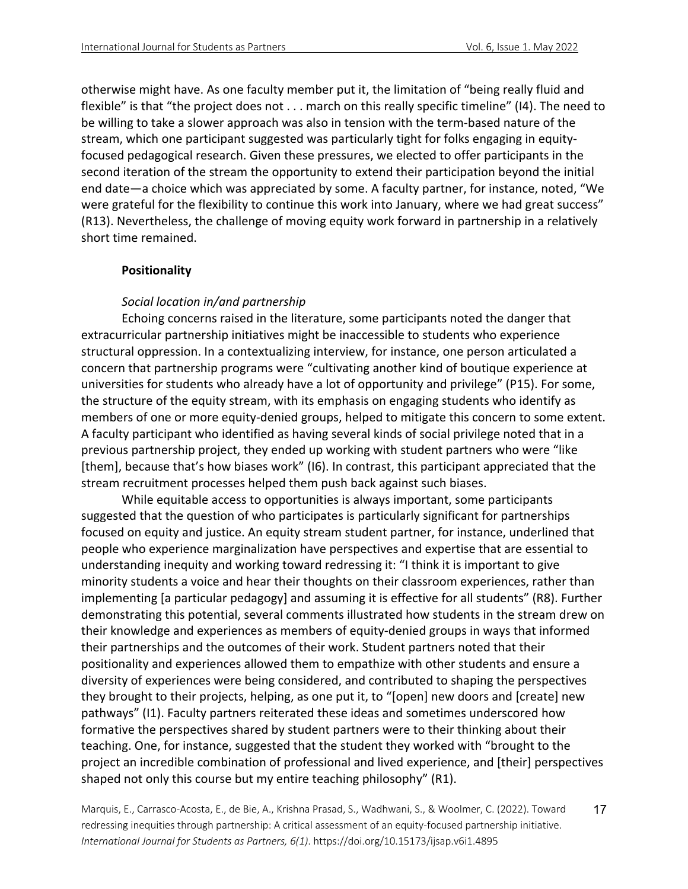otherwise might have. As one faculty member put it, the limitation of “being really fluid and flexible” is that “the project does not . . . march on this really specific timeline” (I4). The need to be willing to take a slower approach was also in tension with the term-based nature of the stream, which one participant suggested was particularly tight for folks engaging in equity-focused pedagogical research. Given these pressures, we elected to offer participants in the second iteration of the stream the opportunity to extend their participation beyond the initial end date—a choice which was appreciated by some. A faculty partner, for instance, noted, “We were grateful for the flexibility to continue this work into January, where we had great success” (R13). Nevertheless, the challenge of moving equity work forward in partnership in a relatively short time remained.

### Positionality

#### *Social location in/and partnership*

Echoing concerns raised in the literature, some participants noted the danger that extracurricular partnership initiatives might be inaccessible to students who experience structural oppression. In a contextualizing interview, for instance, one person articulated a concern that partnership programs were “cultivating another kind of boutique experience at universities for students who already have a lot of opportunity and privilege” (P15). For some, the structure of the equity stream, with its emphasis on engaging students who identify as members of one or more equity-denied groups, helped to mitigate this concern to some extent. A faculty participant who identified as having several kinds of social privilege noted that in a previous partnership project, they ended up working with student partners who were “like [them], because that’s how biases work” (I6). In contrast, this participant appreciated that the stream recruitment processes helped them push back against such biases.

While equitable access to opportunities is always important, some participants suggested that the question of who participates is particularly significant for partnerships focused on equity and justice. An equity stream student partner, for instance, underlined that people who experience marginalization have perspectives and expertise that are essential to understanding inequity and working toward redressing it: “I think it is important to give minority students a voice and hear their thoughts on their classroom experiences, rather than implementing [a particular pedagogy] and assuming it is effective for all students” (R8). Further demonstrating this potential, several comments illustrated how students in the stream drew on their knowledge and experiences as members of equity-denied groups in ways that informed their partnerships and the outcomes of their work. Student partners noted that their positionality and experiences allowed them to empathize with other students and ensure a diversity of experiences were being considered, and contributed to shaping the perspectives they brought to their projects, helping, as one put it, to “[open] new doors and [create] new pathways” (I1). Faculty partners reiterated these ideas and sometimes underscored how formative the perspectives shared by student partners were to their thinking about their teaching. One, for instance, suggested that the student they worked with “brought to the project an incredible combination of professional and lived experience, and [their] perspectives shaped not only this course but my entire teaching philosophy” (R1).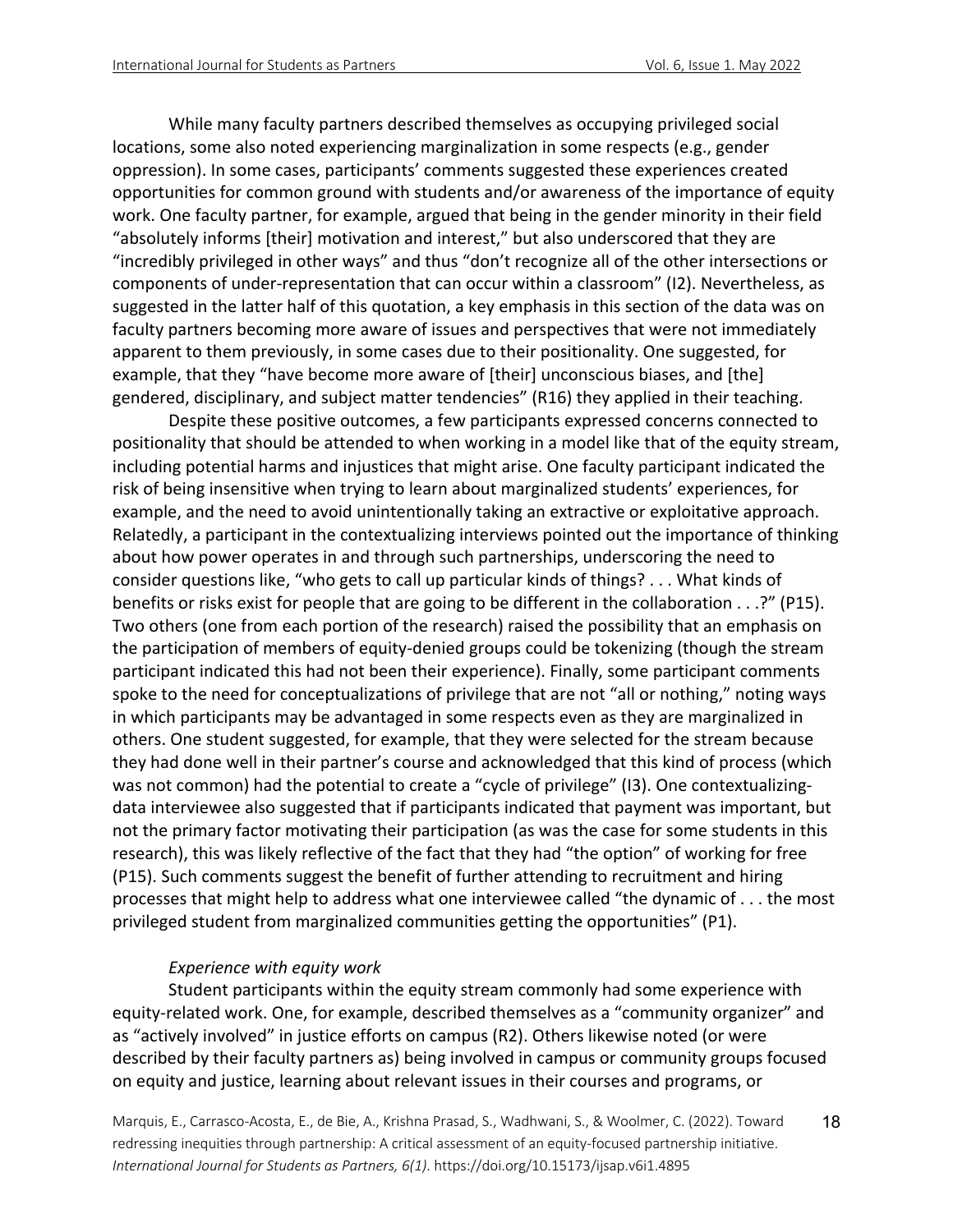While many faculty partners described themselves as occupying privileged social locations, some also noted experiencing marginalization in some respects (e.g., gender oppression). In some cases, participants' comments suggested these experiences created opportunities for common ground with students and/or awareness of the importance of equity work. One faculty partner, for example, argued that being in the gender minority in their field "absolutely informs [their] motivation and interest," but also underscored that they are "incredibly privileged in other ways" and thus "don't recognize all of the other intersections or components of under-representation that can occur within a classroom" (I2). Nevertheless, as suggested in the latter half of this quotation, a key emphasis in this section of the data was on faculty partners becoming more aware of issues and perspectives that were not immediately apparent to them previously, in some cases due to their positionality. One suggested, for example, that they "have become more aware of [their] unconscious biases, and [the] gendered, disciplinary, and subject matter tendencies" (R16) they applied in their teaching.

Despite these positive outcomes, a few participants expressed concerns connected to positionality that should be attended to when working in a model like that of the equity stream, including potential harms and injustices that might arise. One faculty participant indicated the risk of being insensitive when trying to learn about marginalized students' experiences, for example, and the need to avoid unintentionally taking an extractive or exploitative approach. Relatedly, a participant in the contextualizing interviews pointed out the importance of thinking about how power operates in and through such partnerships, underscoring the need to consider questions like, "who gets to call up particular kinds of things? . . . What kinds of benefits or risks exist for people that are going to be different in the collaboration . . .?" (P15). Two others (one from each portion of the research) raised the possibility that an emphasis on the participation of members of equity-denied groups could be tokenizing (though the stream participant indicated this had not been their experience). Finally, some participant comments spoke to the need for conceptualizations of privilege that are not "all or nothing," noting ways in which participants may be advantaged in some respects even as they are marginalized in others. One student suggested, for example, that they were selected for the stream because they had done well in their partner's course and acknowledged that this kind of process (which was not common) had the potential to create a "cycle of privilege" (I3). One contextualizing-data interviewee also suggested that if participants indicated that payment was important, but not the primary factor motivating their participation (as was the case for some students in this research), this was likely reflective of the fact that they had "the option" of working for free (P15). Such comments suggest the benefit of further attending to recruitment and hiring processes that might help to address what one interviewee called "the dynamic of . . . the most privileged student from marginalized communities getting the opportunities" (P1).

*Experience with equity work*

Student participants within the equity stream commonly had some experience with equity-related work. One, for example, described themselves as a "community organizer" and as "actively involved" in justice efforts on campus (R2). Others likewise noted (or were described by their faculty partners as) being involved in campus or community groups focused on equity and justice, learning about relevant issues in their courses and programs, or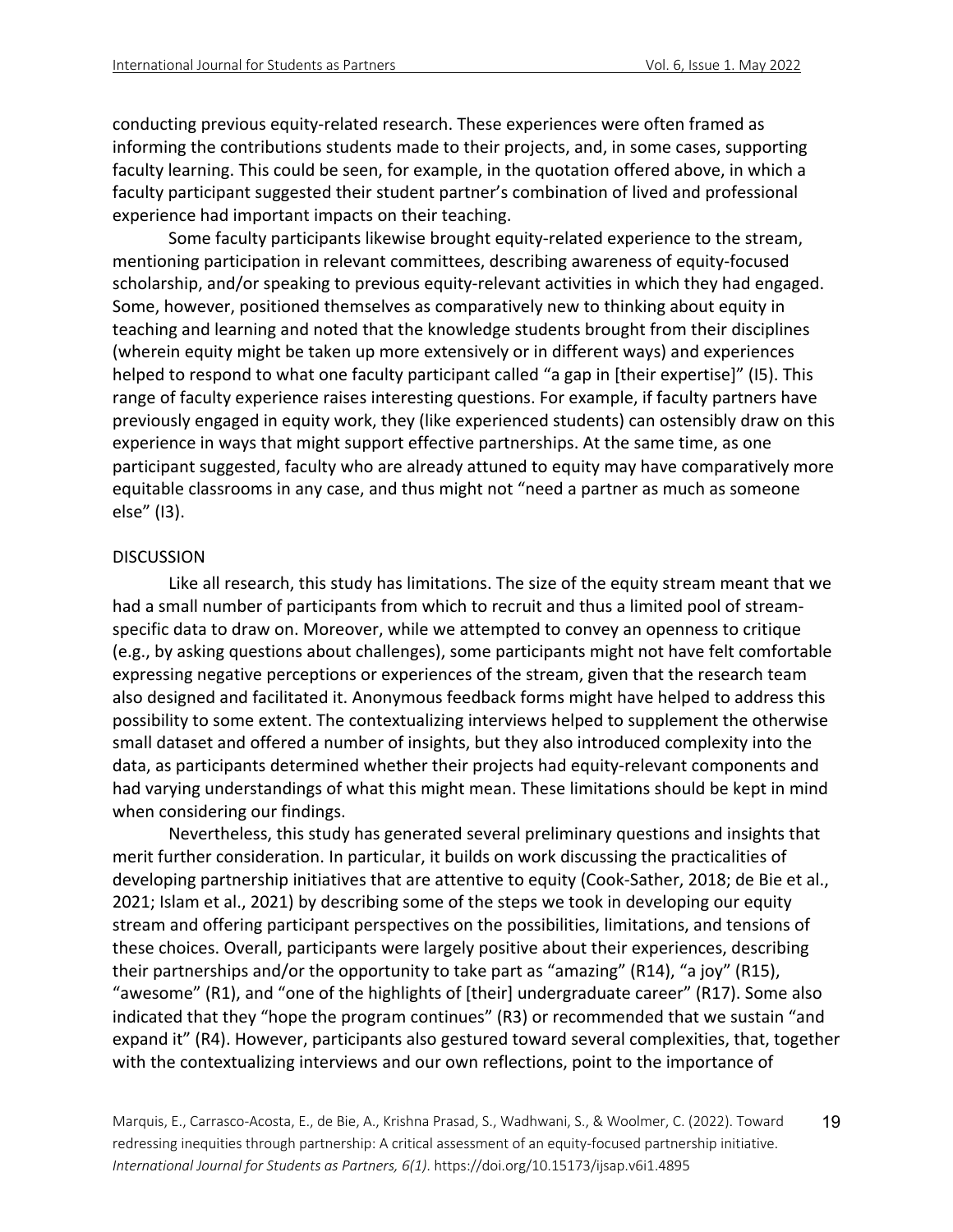conducting previous equity-related research. These experiences were often framed as informing the contributions students made to their projects, and, in some cases, supporting faculty learning. This could be seen, for example, in the quotation offered above, in which a faculty participant suggested their student partner's combination of lived and professional experience had important impacts on their teaching.

Some faculty participants likewise brought equity-related experience to the stream, mentioning participation in relevant committees, describing awareness of equity-focused scholarship, and/or speaking to previous equity-relevant activities in which they had engaged. Some, however, positioned themselves as comparatively new to thinking about equity in teaching and learning and noted that the knowledge students brought from their disciplines (wherein equity might be taken up more extensively or in different ways) and experiences helped to respond to what one faculty participant called "a gap in [their expertise]" (I5). This range of faculty experience raises interesting questions. For example, if faculty partners have previously engaged in equity work, they (like experienced students) can ostensibly draw on this experience in ways that might support effective partnerships. At the same time, as one participant suggested, faculty who are already attuned to equity may have comparatively more equitable classrooms in any case, and thus might not "need a partner as much as someone else" (I3).

## DISCUSSION

Like all research, this study has limitations. The size of the equity stream meant that we had a small number of participants from which to recruit and thus a limited pool of stream-specific data to draw on. Moreover, while we attempted to convey an openness to critique (e.g., by asking questions about challenges), some participants might not have felt comfortable expressing negative perceptions or experiences of the stream, given that the research team also designed and facilitated it. Anonymous feedback forms might have helped to address this possibility to some extent. The contextualizing interviews helped to supplement the otherwise small dataset and offered a number of insights, but they also introduced complexity into the data, as participants determined whether their projects had equity-relevant components and had varying understandings of what this might mean. These limitations should be kept in mind when considering our findings.

Nevertheless, this study has generated several preliminary questions and insights that merit further consideration. In particular, it builds on work discussing the practicalities of developing partnership initiatives that are attentive to equity (Cook-Sather, 2018; de Bie et al., 2021; Islam et al., 2021) by describing some of the steps we took in developing our equity stream and offering participant perspectives on the possibilities, limitations, and tensions of these choices. Overall, participants were largely positive about their experiences, describing their partnerships and/or the opportunity to take part as "amazing" (R14), "a joy" (R15), "awesome" (R1), and "one of the highlights of [their] undergraduate career" (R17). Some also indicated that they "hope the program continues" (R3) or recommended that we sustain "and expand it" (R4). However, participants also gestured toward several complexities, that, together with the contextualizing interviews and our own reflections, point to the importance of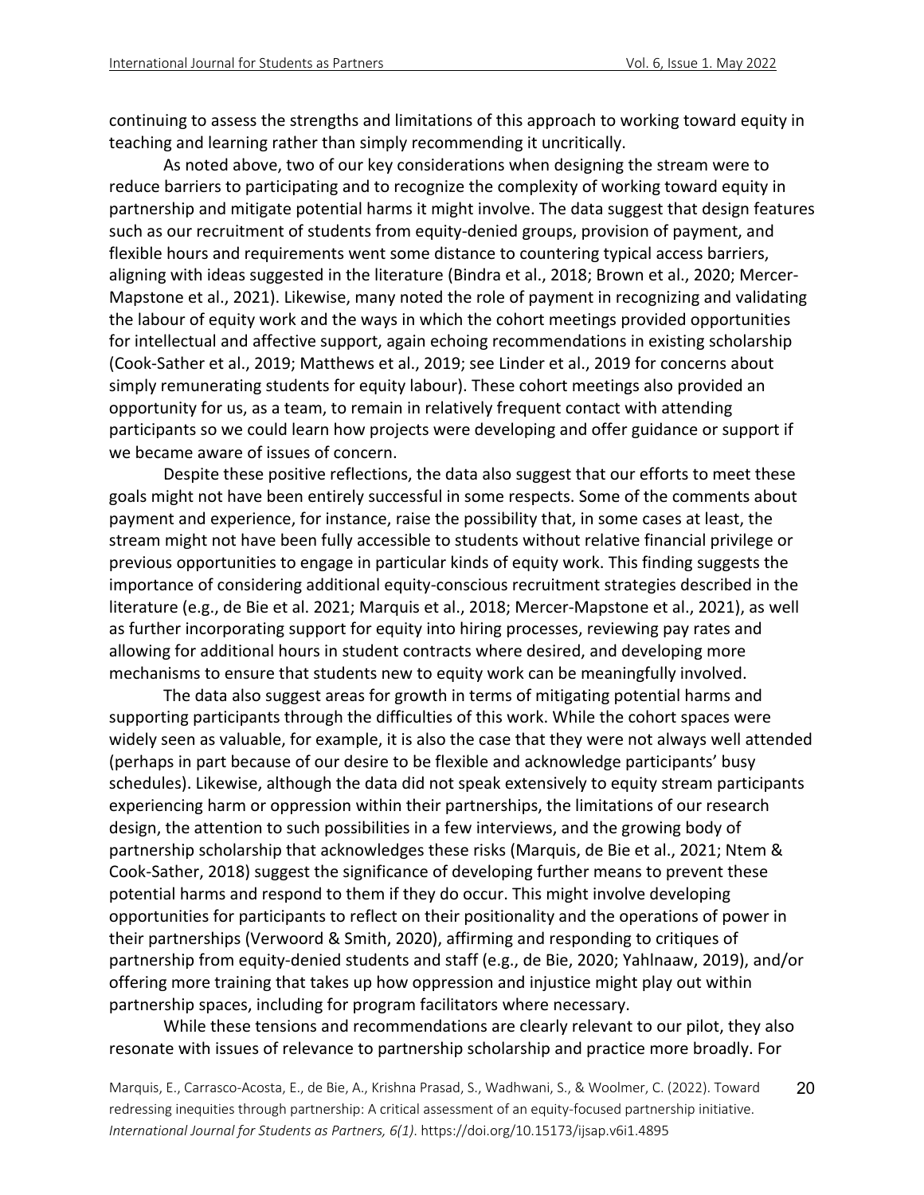continuing to assess the strengths and limitations of this approach to working toward equity in teaching and learning rather than simply recommending it uncritically.

As noted above, two of our key considerations when designing the stream were to reduce barriers to participating and to recognize the complexity of working toward equity in partnership and mitigate potential harms it might involve. The data suggest that design features such as our recruitment of students from equity-denied groups, provision of payment, and flexible hours and requirements went some distance to countering typical access barriers, aligning with ideas suggested in the literature (Bindra et al., 2018; Brown et al., 2020; Mercer-Mapstone et al., 2021). Likewise, many noted the role of payment in recognizing and validating the labour of equity work and the ways in which the cohort meetings provided opportunities for intellectual and affective support, again echoing recommendations in existing scholarship (Cook-Sather et al., 2019; Matthews et al., 2019; see Linder et al., 2019 for concerns about simply remunerating students for equity labour). These cohort meetings also provided an opportunity for us, as a team, to remain in relatively frequent contact with attending participants so we could learn how projects were developing and offer guidance or support if we became aware of issues of concern.

Despite these positive reflections, the data also suggest that our efforts to meet these goals might not have been entirely successful in some respects. Some of the comments about payment and experience, for instance, raise the possibility that, in some cases at least, the stream might not have been fully accessible to students without relative financial privilege or previous opportunities to engage in particular kinds of equity work. This finding suggests the importance of considering additional equity-conscious recruitment strategies described in the literature (e.g., de Bie et al. 2021; Marquis et al., 2018; Mercer-Mapstone et al., 2021), as well as further incorporating support for equity into hiring processes, reviewing pay rates and allowing for additional hours in student contracts where desired, and developing more mechanisms to ensure that students new to equity work can be meaningfully involved.

The data also suggest areas for growth in terms of mitigating potential harms and supporting participants through the difficulties of this work. While the cohort spaces were widely seen as valuable, for example, it is also the case that they were not always well attended (perhaps in part because of our desire to be flexible and acknowledge participants' busy schedules). Likewise, although the data did not speak extensively to equity stream participants experiencing harm or oppression within their partnerships, the limitations of our research design, the attention to such possibilities in a few interviews, and the growing body of partnership scholarship that acknowledges these risks (Marquis, de Bie et al., 2021; Ntem & Cook-Sather, 2018) suggest the significance of developing further means to prevent these potential harms and respond to them if they do occur. This might involve developing opportunities for participants to reflect on their positionality and the operations of power in their partnerships (Verwoord & Smith, 2020), affirming and responding to critiques of partnership from equity-denied students and staff (e.g., de Bie, 2020; Yahlnaaw, 2019), and/or offering more training that takes up how oppression and injustice might play out within partnership spaces, including for program facilitators where necessary.

While these tensions and recommendations are clearly relevant to our pilot, they also resonate with issues of relevance to partnership scholarship and practice more broadly. For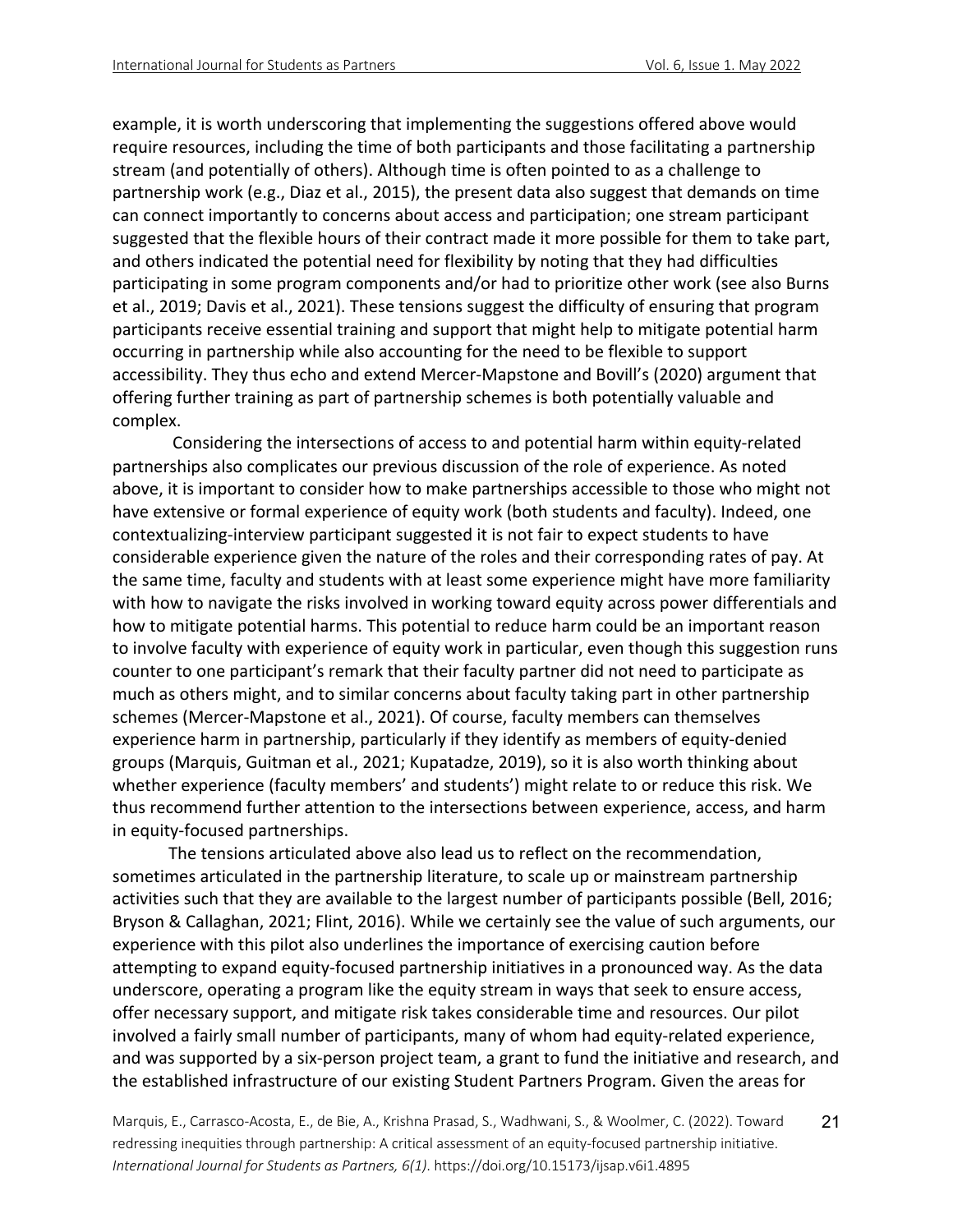example, it is worth underscoring that implementing the suggestions offered above would require resources, including the time of both participants and those facilitating a partnership stream (and potentially of others). Although time is often pointed to as a challenge to partnership work (e.g., Diaz et al., 2015), the present data also suggest that demands on time can connect importantly to concerns about access and participation; one stream participant suggested that the flexible hours of their contract made it more possible for them to take part, and others indicated the potential need for flexibility by noting that they had difficulties participating in some program components and/or had to prioritize other work (see also Burns et al., 2019; Davis et al., 2021). These tensions suggest the difficulty of ensuring that program participants receive essential training and support that might help to mitigate potential harm occurring in partnership while also accounting for the need to be flexible to support accessibility. They thus echo and extend Mercer-Mapstone and Bovill's (2020) argument that offering further training as part of partnership schemes is both potentially valuable and complex.

Considering the intersections of access to and potential harm within equity-related partnerships also complicates our previous discussion of the role of experience. As noted above, it is important to consider how to make partnerships accessible to those who might not have extensive or formal experience of equity work (both students and faculty). Indeed, one contextualizing-interview participant suggested it is not fair to expect students to have considerable experience given the nature of the roles and their corresponding rates of pay. At the same time, faculty and students with at least some experience might have more familiarity with how to navigate the risks involved in working toward equity across power differentials and how to mitigate potential harms. This potential to reduce harm could be an important reason to involve faculty with experience of equity work in particular, even though this suggestion runs counter to one participant's remark that their faculty partner did not need to participate as much as others might, and to similar concerns about faculty taking part in other partnership schemes (Mercer-Mapstone et al., 2021). Of course, faculty members can themselves experience harm in partnership, particularly if they identify as members of equity-denied groups (Marquis, Guitman et al., 2021; Kupatadze, 2019), so it is also worth thinking about whether experience (faculty members' and students') might relate to or reduce this risk. We thus recommend further attention to the intersections between experience, access, and harm in equity-focused partnerships.

The tensions articulated above also lead us to reflect on the recommendation, sometimes articulated in the partnership literature, to scale up or mainstream partnership activities such that they are available to the largest number of participants possible (Bell, 2016; Bryson & Callaghan, 2021; Flint, 2016). While we certainly see the value of such arguments, our experience with this pilot also underlines the importance of exercising caution before attempting to expand equity-focused partnership initiatives in a pronounced way. As the data underscore, operating a program like the equity stream in ways that seek to ensure access, offer necessary support, and mitigate risk takes considerable time and resources. Our pilot involved a fairly small number of participants, many of whom had equity-related experience, and was supported by a six-person project team, a grant to fund the initiative and research, and the established infrastructure of our existing Student Partners Program. Given the areas for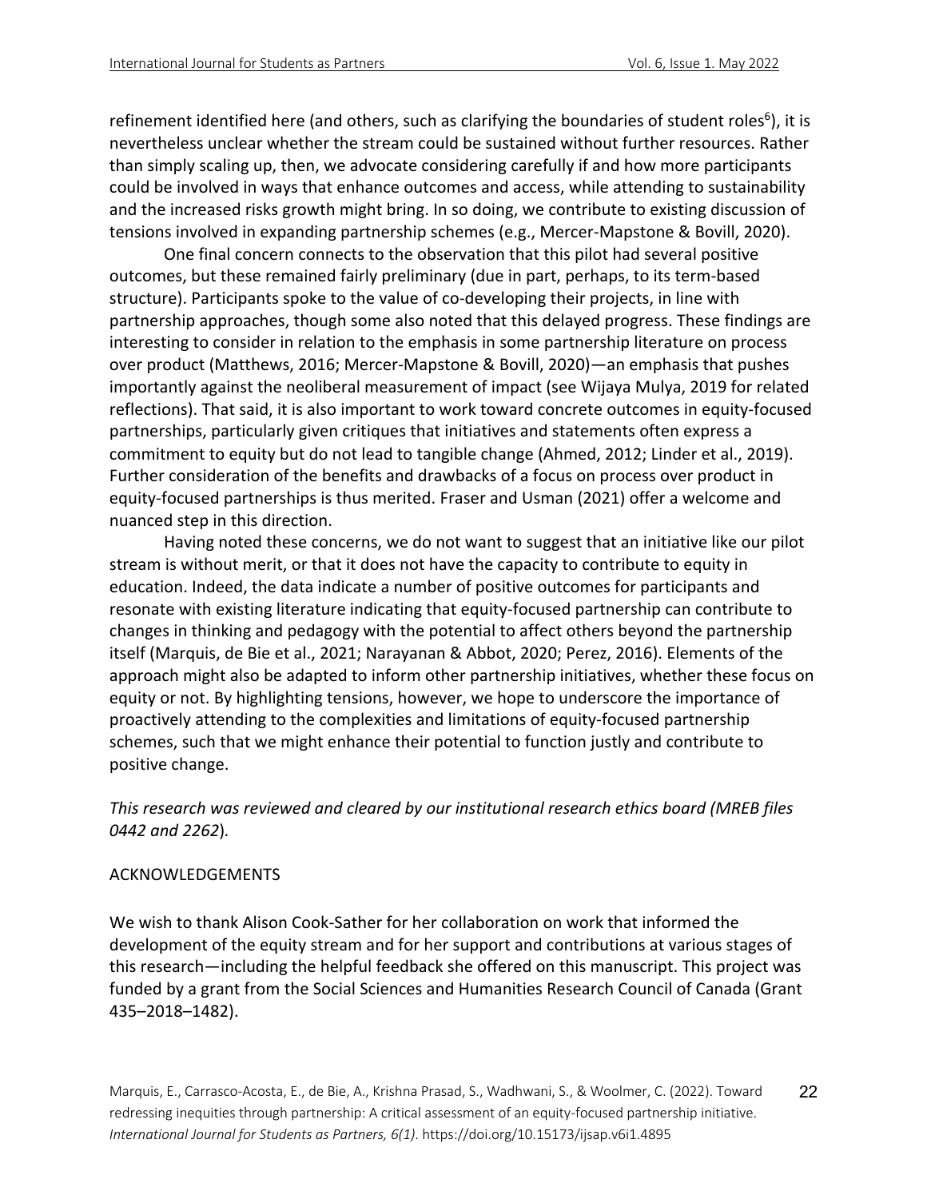refinement identified here (and others, such as clarifying the boundaries of student roles[6]), it is nevertheless unclear whether the stream could be sustained without further resources. Rather than simply scaling up, then, we advocate considering carefully if and how more participants could be involved in ways that enhance outcomes and access, while attending to sustainability and the increased risks growth might bring. In so doing, we contribute to existing discussion of tensions involved in expanding partnership schemes (e.g., Mercer-Mapstone & Bovill, 2020).

One final concern connects to the observation that this pilot had several positive outcomes, but these remained fairly preliminary (due in part, perhaps, to its term-based structure). Participants spoke to the value of co-developing their projects, in line with partnership approaches, though some also noted that this delayed progress. These findings are interesting to consider in relation to the emphasis in some partnership literature on process over product (Matthews, 2016; Mercer-Mapstone & Bovill, 2020)—an emphasis that pushes importantly against the neoliberal measurement of impact (see Wijaya Mulya, 2019 for related reflections). That said, it is also important to work toward concrete outcomes in equity-focused partnerships, particularly given critiques that initiatives and statements often express a commitment to equity but do not lead to tangible change (Ahmed, 2012; Linder et al., 2019). Further consideration of the benefits and drawbacks of a focus on process over product in equity-focused partnerships is thus merited. Fraser and Usman (2021) offer a welcome and nuanced step in this direction.

Having noted these concerns, we do not want to suggest that an initiative like our pilot stream is without merit, or that it does not have the capacity to contribute to equity in education. Indeed, the data indicate a number of positive outcomes for participants and resonate with existing literature indicating that equity-focused partnership can contribute to changes in thinking and pedagogy with the potential to affect others beyond the partnership itself (Marquis, de Bie et al., 2021; Narayanan & Abbot, 2020; Perez, 2016). Elements of the approach might also be adapted to inform other partnership initiatives, whether these focus on equity or not. By highlighting tensions, however, we hope to underscore the importance of proactively attending to the complexities and limitations of equity-focused partnership schemes, such that we might enhance their potential to function justly and contribute to positive change.

*This research was reviewed and cleared by our institutional research ethics board (MREB files 0442 and 2262).*

## ACKNOWLEDGEMENTS

We wish to thank Alison Cook-Sather for her collaboration on work that informed the development of the equity stream and for her support and contributions at various stages of this research—including the helpful feedback she offered on this manuscript. This project was funded by a grant from the Social Sciences and Humanities Research Council of Canada (Grant 435–2018–1482).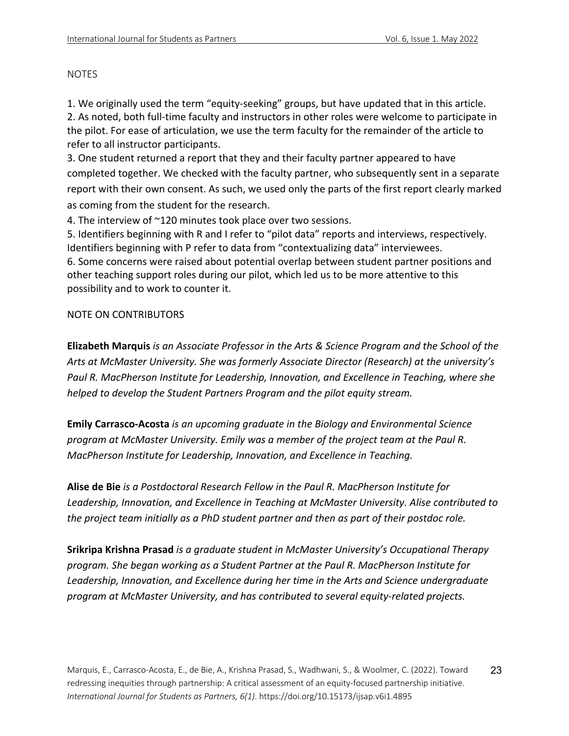## NOTES

1. We originally used the term "equity-seeking" groups, but have updated that in this article.
2. As noted, both full-time faculty and instructors in other roles were welcome to participate in the pilot. For ease of articulation, we use the term faculty for the remainder of the article to refer to all instructor participants.
3. One student returned a report that they and their faculty partner appeared to have completed together. We checked with the faculty partner, who subsequently sent in a separate report with their own consent. As such, we used only the parts of the first report clearly marked as coming from the student for the research.
4. The interview of ~120 minutes took place over two sessions.
5. Identifiers beginning with R and I refer to "pilot data" reports and interviews, respectively. Identifiers beginning with P refer to data from "contextualizing data" interviewees.
6. Some concerns were raised about potential overlap between student partner positions and other teaching support roles during our pilot, which led us to be more attentive to this possibility and to work to counter it.

## NOTE ON CONTRIBUTORS

**Elizabeth Marquis** *is an Associate Professor in the Arts & Science Program and the School of the Arts at McMaster University. She was formerly Associate Director (Research) at the university's Paul R. MacPherson Institute for Leadership, Innovation, and Excellence in Teaching, where she helped to develop the Student Partners Program and the pilot equity stream.*

**Emily Carrasco-Acosta** *is an upcoming graduate in the Biology and Environmental Science program at McMaster University. Emily was a member of the project team at the Paul R. MacPherson Institute for Leadership, Innovation, and Excellence in Teaching.*

**Alise de Bie** *is a Postdoctoral Research Fellow in the Paul R. MacPherson Institute for Leadership, Innovation, and Excellence in Teaching at McMaster University. Alise contributed to the project team initially as a PhD student partner and then as part of their postdoc role.*

**Srikripa Krishna Prasad** *is a graduate student in McMaster University's Occupational Therapy program. She began working as a Student Partner at the Paul R. MacPherson Institute for Leadership, Innovation, and Excellence during her time in the Arts and Science undergraduate program at McMaster University, and has contributed to several equity-related projects.*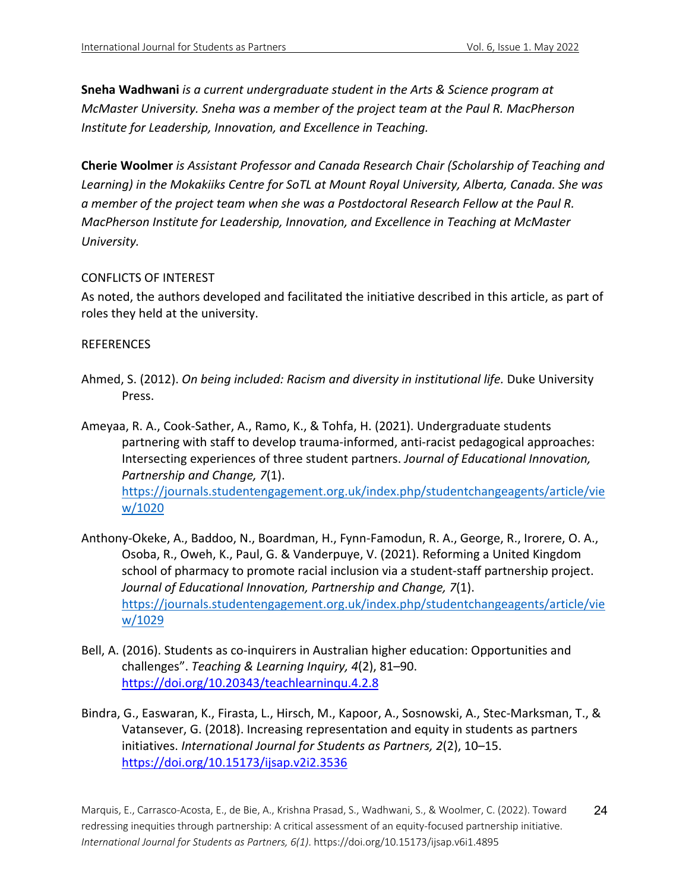**Sneha Wadhwani** *is a current undergraduate student in the Arts & Science program at McMaster University. Sneha was a member of the project team at the Paul R. MacPherson Institute for Leadership, Innovation, and Excellence in Teaching.*

**Cherie Woolmer** *is Assistant Professor and Canada Research Chair (Scholarship of Teaching and Learning) in the Mokakiiks Centre for SoTL at Mount Royal University, Alberta, Canada. She was a member of the project team when she was a Postdoctoral Research Fellow at the Paul R. MacPherson Institute for Leadership, Innovation, and Excellence in Teaching at McMaster University.*

## CONFLICTS OF INTEREST

As noted, the authors developed and facilitated the initiative described in this article, as part of roles they held at the university.

## REFERENCES

Ahmed, S. (2012). *On being included: Racism and diversity in institutional life.* Duke University Press.

Ameyaa, R. A., Cook-Sather, A., Ramo, K., & Tohfa, H. (2021). Undergraduate students partnering with staff to develop trauma-informed, anti-racist pedagogical approaches: Intersecting experiences of three student partners. *Journal of Educational Innovation, Partnership and Change, 7*(1). https://journals.studentengagement.org.uk/index.php/studentchangeagents/article/view/1020

Anthony-Okeke, A., Baddoo, N., Boardman, H., Fynn-Famodun, R. A., George, R., Irorere, O. A., Osoba, R., Oweh, K., Paul, G. & Vanderpuye, V. (2021). Reforming a United Kingdom school of pharmacy to promote racial inclusion via a student-staff partnership project. *Journal of Educational Innovation, Partnership and Change, 7*(1). https://journals.studentengagement.org.uk/index.php/studentchangeagents/article/view/1029

Bell, A. (2016). Students as co-inquirers in Australian higher education: Opportunities and challenges". *Teaching & Learning Inquiry, 4*(2), 81–90. https://doi.org/10.20343/teachlearninqu.4.2.8

Bindra, G., Easwaran, K., Firasta, L., Hirsch, M., Kapoor, A., Sosnowski, A., Stec-Marksman, T., & Vatansever, G. (2018). Increasing representation and equity in students as partners initiatives. *International Journal for Students as Partners, 2*(2), 10–15. https://doi.org/10.15173/ijsap.v2i2.3536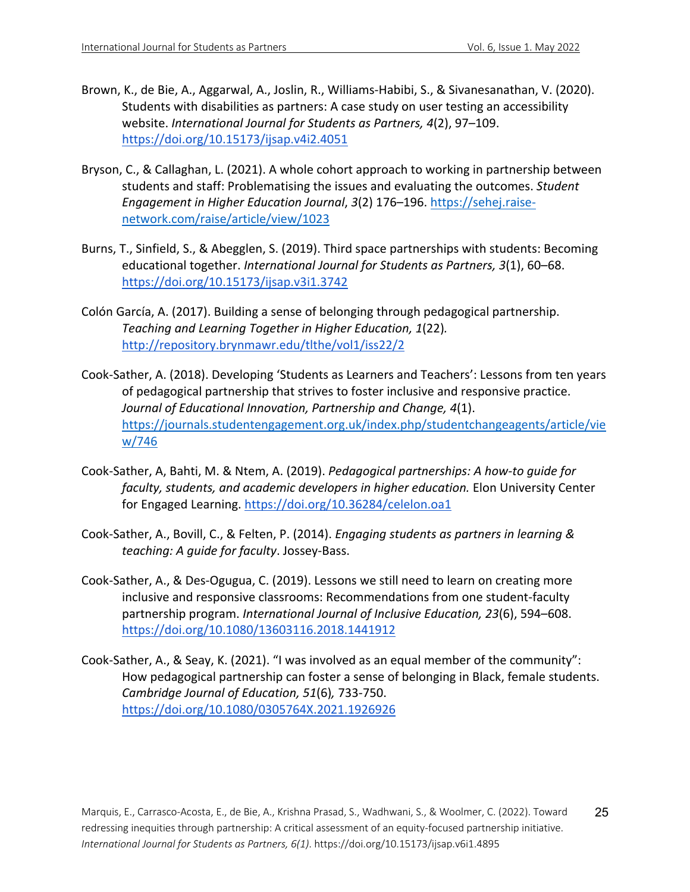Brown, K., de Bie, A., Aggarwal, A., Joslin, R., Williams-Habibi, S., & Sivanesanathan, V. (2020). Students with disabilities as partners: A case study on user testing an accessibility website. *International Journal for Students as Partners, 4*(2), 97–109. https://doi.org/10.15173/ijsap.v4i2.4051

Bryson, C., & Callaghan, L. (2021). A whole cohort approach to working in partnership between students and staff: Problematising the issues and evaluating the outcomes. *Student Engagement in Higher Education Journal*, *3*(2) 176–196. https://sehej.raise-network.com/raise/article/view/1023

Burns, T., Sinfield, S., & Abegglen, S. (2019). Third space partnerships with students: Becoming educational together. *International Journal for Students as Partners, 3*(1), 60–68. https://doi.org/10.15173/ijsap.v3i1.3742

Colón García, A. (2017). Building a sense of belonging through pedagogical partnership. *Teaching and Learning Together in Higher Education, 1*(22). http://repository.brynmawr.edu/tlthe/vol1/iss22/2

Cook-Sather, A. (2018). Developing 'Students as Learners and Teachers': Lessons from ten years of pedagogical partnership that strives to foster inclusive and responsive practice. *Journal of Educational Innovation, Partnership and Change, 4*(1). https://journals.studentengagement.org.uk/index.php/studentchangeagents/article/view/746

Cook-Sather, A, Bahti, M. & Ntem, A. (2019). *Pedagogical partnerships: A how-to guide for faculty, students, and academic developers in higher education.* Elon University Center for Engaged Learning. https://doi.org/10.36284/celelon.oa1

Cook-Sather, A., Bovill, C., & Felten, P. (2014). *Engaging students as partners in learning & teaching: A guide for faculty*. Jossey-Bass.

Cook-Sather, A., & Des-Ogugua, C. (2019). Lessons we still need to learn on creating more inclusive and responsive classrooms: Recommendations from one student-faculty partnership program. *International Journal of Inclusive Education, 23*(6), 594–608. https://doi.org/10.1080/13603116.2018.1441912

Cook-Sather, A., & Seay, K. (2021). "I was involved as an equal member of the community": How pedagogical partnership can foster a sense of belonging in Black, female students. *Cambridge Journal of Education, 51*(6), 733-750. https://doi.org/10.1080/0305764X.2021.1926926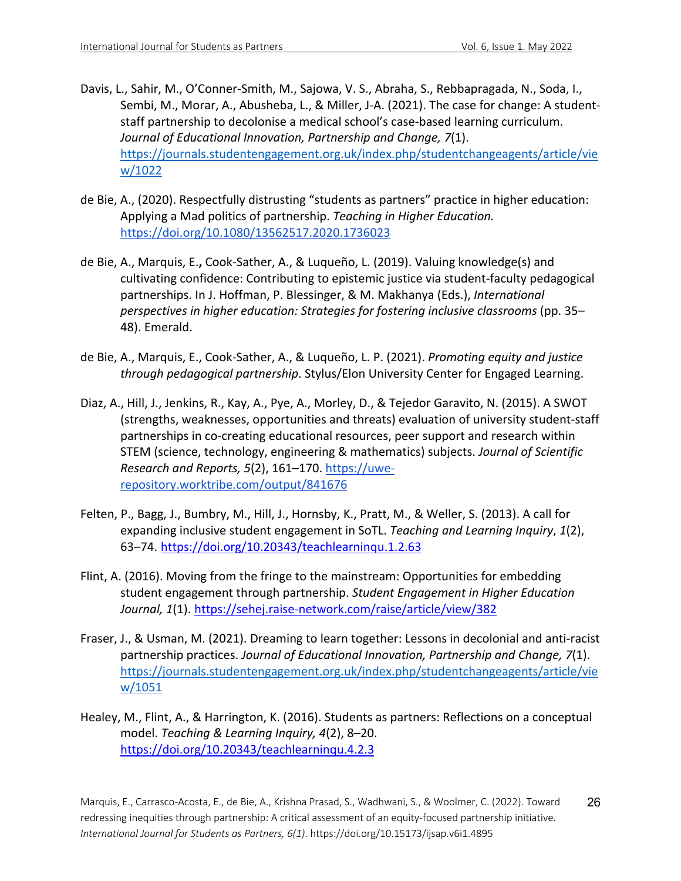Davis, L., Sahir, M., O'Conner-Smith, M., Sajowa, V. S., Abraha, S., Rebbapragada, N., Soda, I., Sembi, M., Morar, A., Abusheba, L., & Miller, J-A. (2021). The case for change: A student-staff partnership to decolonise a medical school's case-based learning curriculum. *Journal of Educational Innovation, Partnership and Change, 7*(1). https://journals.studentengagement.org.uk/index.php/studentchangeagents/article/view/1022

de Bie, A., (2020). Respectfully distrusting "students as partners" practice in higher education: Applying a Mad politics of partnership. *Teaching in Higher Education.* https://doi.org/10.1080/13562517.2020.1736023

de Bie, A., Marquis, E.**,** Cook-Sather, A., & Luqueño, L. (2019). Valuing knowledge(s) and cultivating confidence: Contributing to epistemic justice via student-faculty pedagogical partnerships. In J. Hoffman, P. Blessinger, & M. Makhanya (Eds.), *International perspectives in higher education: Strategies for fostering inclusive classrooms* (pp. 35–48). Emerald.

de Bie, A., Marquis, E., Cook-Sather, A., & Luqueño, L. P. (2021). *Promoting equity and justice through pedagogical partnership*. Stylus/Elon University Center for Engaged Learning.

Diaz, A., Hill, J., Jenkins, R., Kay, A., Pye, A., Morley, D., & Tejedor Garavito, N. (2015). A SWOT (strengths, weaknesses, opportunities and threats) evaluation of university student-staff partnerships in co-creating educational resources, peer support and research within STEM (science, technology, engineering & mathematics) subjects. *Journal of Scientific Research and Reports, 5*(2), 161–170. https://uwe-repository.worktribe.com/output/841676

Felten, P., Bagg, J., Bumbry, M., Hill, J., Hornsby, K., Pratt, M., & Weller, S. (2013). A call for expanding inclusive student engagement in SoTL. *Teaching and Learning Inquiry*, *1*(2), 63–74. https://doi.org/10.20343/teachlearninqu.1.2.63

Flint, A. (2016). Moving from the fringe to the mainstream: Opportunities for embedding student engagement through partnership. *Student Engagement in Higher Education Journal, 1*(1). https://sehej.raise-network.com/raise/article/view/382

Fraser, J., & Usman, M. (2021). Dreaming to learn together: Lessons in decolonial and anti-racist partnership practices. *Journal of Educational Innovation, Partnership and Change, 7*(1). https://journals.studentengagement.org.uk/index.php/studentchangeagents/article/view/1051

Healey, M., Flint, A., & Harrington, K. (2016). Students as partners: Reflections on a conceptual model. *Teaching & Learning Inquiry, 4*(2), 8–20. https://doi.org/10.20343/teachlearninqu.4.2.3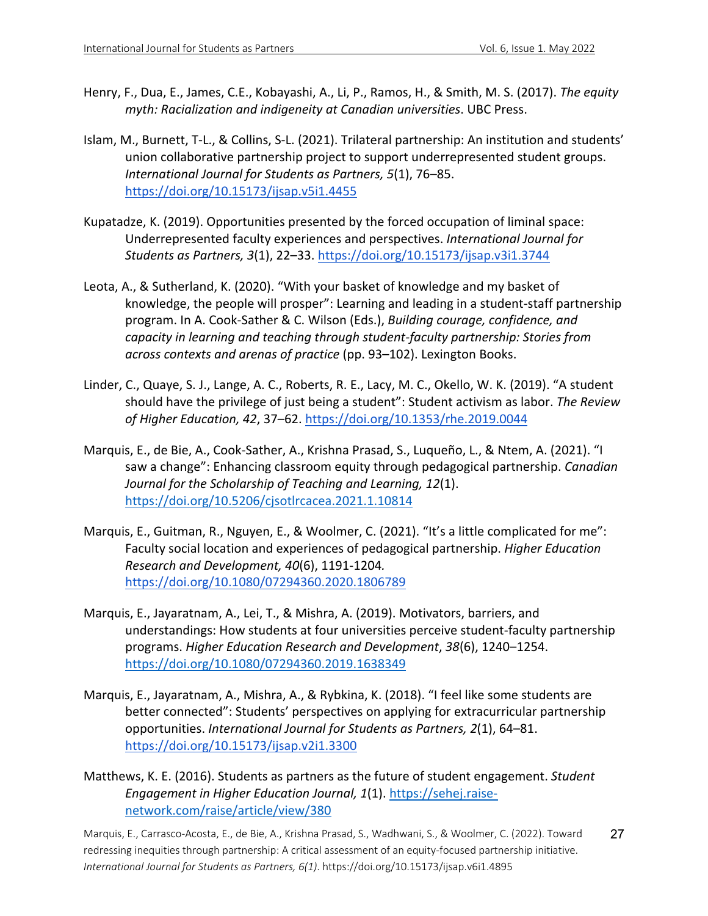Henry, F., Dua, E., James, C.E., Kobayashi, A., Li, P., Ramos, H., & Smith, M. S. (2017). *The equity myth: Racialization and indigeneity at Canadian universities*. UBC Press.

Islam, M., Burnett, T-L., & Collins, S-L. (2021). Trilateral partnership: An institution and students' union collaborative partnership project to support underrepresented student groups. *International Journal for Students as Partners, 5*(1), 76–85. https://doi.org/10.15173/ijsap.v5i1.4455

Kupatadze, K. (2019). Opportunities presented by the forced occupation of liminal space: Underrepresented faculty experiences and perspectives. *International Journal for Students as Partners, 3*(1), 22–33. https://doi.org/10.15173/ijsap.v3i1.3744

Leota, A., & Sutherland, K. (2020). "With your basket of knowledge and my basket of knowledge, the people will prosper": Learning and leading in a student-staff partnership program. In A. Cook-Sather & C. Wilson (Eds.), *Building courage, confidence, and capacity in learning and teaching through student-faculty partnership: Stories from across contexts and arenas of practice* (pp. 93–102). Lexington Books.

Linder, C., Quaye, S. J., Lange, A. C., Roberts, R. E., Lacy, M. C., Okello, W. K. (2019). "A student should have the privilege of just being a student": Student activism as labor. *The Review of Higher Education, 42*, 37–62. https://doi.org/10.1353/rhe.2019.0044

Marquis, E., de Bie, A., Cook-Sather, A., Krishna Prasad, S., Luqueño, L., & Ntem, A. (2021). "I saw a change": Enhancing classroom equity through pedagogical partnership. *Canadian Journal for the Scholarship of Teaching and Learning, 12*(1). https://doi.org/10.5206/cjsotlrcacea.2021.1.10814

Marquis, E., Guitman, R., Nguyen, E., & Woolmer, C. (2021). "It's a little complicated for me": Faculty social location and experiences of pedagogical partnership. *Higher Education Research and Development, 40*(6), 1191-1204. https://doi.org/10.1080/07294360.2020.1806789

Marquis, E., Jayaratnam, A., Lei, T., & Mishra, A. (2019). Motivators, barriers, and understandings: How students at four universities perceive student-faculty partnership programs. *Higher Education Research and Development*, *38*(6), 1240–1254. https://doi.org/10.1080/07294360.2019.1638349

Marquis, E., Jayaratnam, A., Mishra, A., & Rybkina, K. (2018). "I feel like some students are better connected": Students' perspectives on applying for extracurricular partnership opportunities. *International Journal for Students as Partners, 2*(1), 64–81. https://doi.org/10.15173/ijsap.v2i1.3300

Matthews, K. E. (2016). Students as partners as the future of student engagement. *Student Engagement in Higher Education Journal, 1*(1). https://sehej.raise-network.com/raise/article/view/380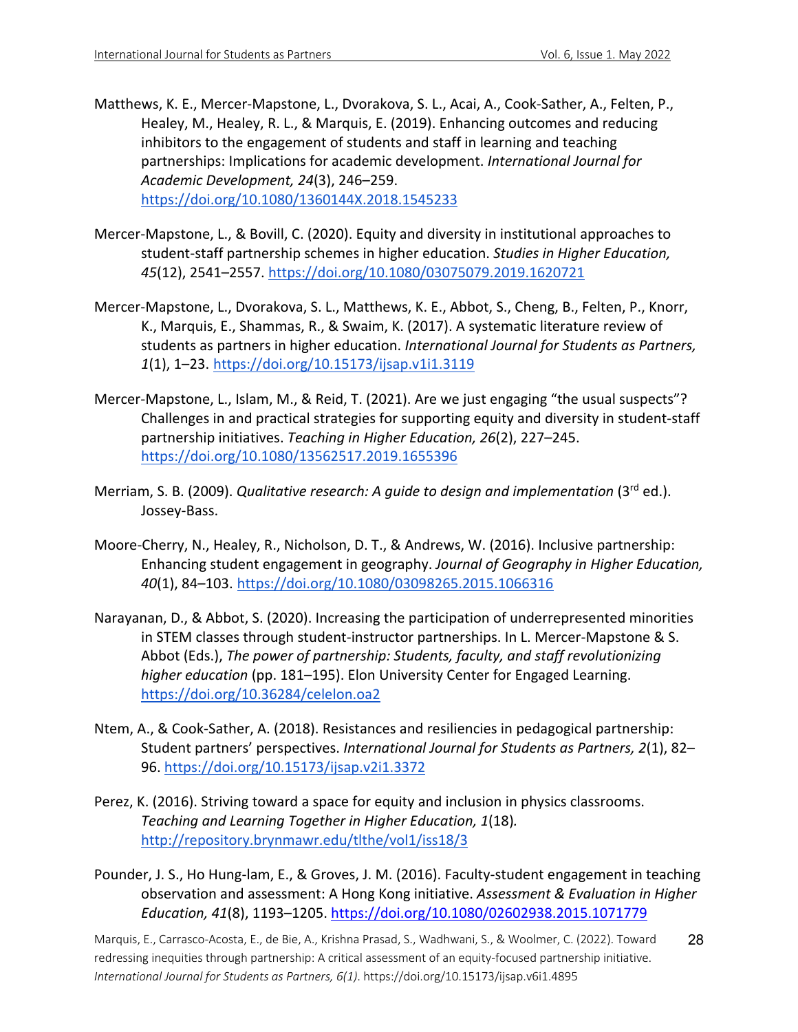Matthews, K. E., Mercer-Mapstone, L., Dvorakova, S. L., Acai, A., Cook-Sather, A., Felten, P., Healey, M., Healey, R. L., & Marquis, E. (2019). Enhancing outcomes and reducing inhibitors to the engagement of students and staff in learning and teaching partnerships: Implications for academic development. *International Journal for Academic Development, 24*(3), 246–259. https://doi.org/10.1080/1360144X.2018.1545233

Mercer-Mapstone, L., & Bovill, C. (2020). Equity and diversity in institutional approaches to student-staff partnership schemes in higher education. *Studies in Higher Education, 45*(12), 2541–2557. https://doi.org/10.1080/03075079.2019.1620721

Mercer-Mapstone, L., Dvorakova, S. L., Matthews, K. E., Abbot, S., Cheng, B., Felten, P., Knorr, K., Marquis, E., Shammas, R., & Swaim, K. (2017). A systematic literature review of students as partners in higher education. *International Journal for Students as Partners, 1*(1), 1–23. https://doi.org/10.15173/ijsap.v1i1.3119

Mercer-Mapstone, L., Islam, M., & Reid, T. (2021). Are we just engaging "the usual suspects"? Challenges in and practical strategies for supporting equity and diversity in student-staff partnership initiatives. *Teaching in Higher Education, 26*(2), 227–245. https://doi.org/10.1080/13562517.2019.1655396

Merriam, S. B. (2009). *Qualitative research: A guide to design and implementation* (3rd ed.). Jossey-Bass.

Moore-Cherry, N., Healey, R., Nicholson, D. T., & Andrews, W. (2016). Inclusive partnership: Enhancing student engagement in geography. *Journal of Geography in Higher Education, 40*(1), 84–103. https://doi.org/10.1080/03098265.2015.1066316

Narayanan, D., & Abbot, S. (2020). Increasing the participation of underrepresented minorities in STEM classes through student-instructor partnerships. In L. Mercer-Mapstone & S. Abbot (Eds.), *The power of partnership: Students, faculty, and staff revolutionizing higher education* (pp. 181–195). Elon University Center for Engaged Learning. https://doi.org/10.36284/celelon.oa2

Ntem, A., & Cook-Sather, A. (2018). Resistances and resiliencies in pedagogical partnership: Student partners' perspectives. *International Journal for Students as Partners, 2*(1), 82–96. https://doi.org/10.15173/ijsap.v2i1.3372

Perez, K. (2016). Striving toward a space for equity and inclusion in physics classrooms. *Teaching and Learning Together in Higher Education, 1*(18). http://repository.brynmawr.edu/tlthe/vol1/iss18/3

Pounder, J. S., Ho Hung-lam, E., & Groves, J. M. (2016). Faculty-student engagement in teaching observation and assessment: A Hong Kong initiative. *Assessment & Evaluation in Higher Education, 41*(8), 1193–1205. https://doi.org/10.1080/02602938.2015.1071779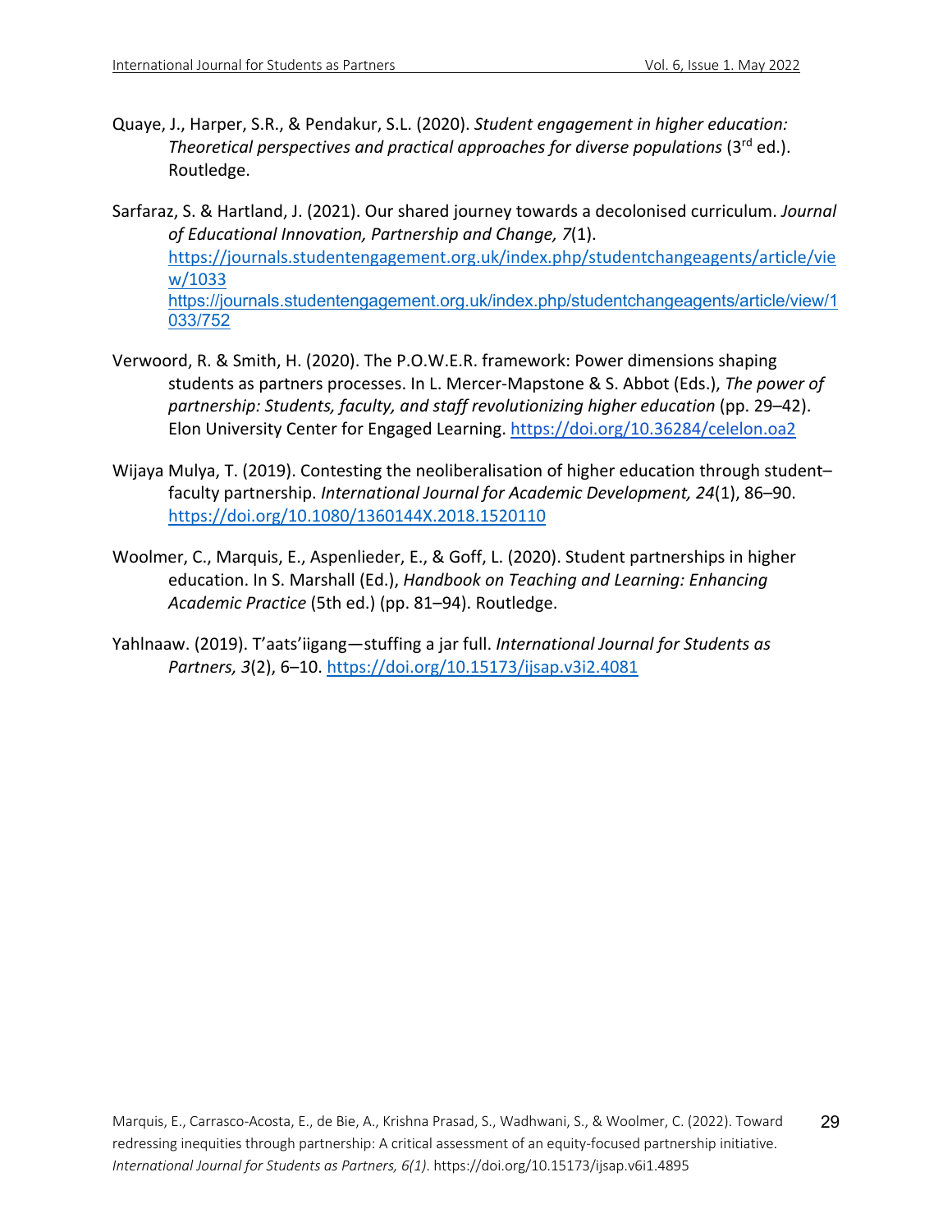Quaye, J., Harper, S.R., & Pendakur, S.L. (2020). *Student engagement in higher education: Theoretical perspectives and practical approaches for diverse populations* (3rd ed.). Routledge.

Sarfaraz, S. & Hartland, J. (2021). Our shared journey towards a decolonised curriculum. *Journal of Educational Innovation, Partnership and Change, 7*(1). https://journals.studentengagement.org.uk/index.php/studentchangeagents/article/view/1033 https://journals.studentengagement.org.uk/index.php/studentchangeagents/article/view/1033/752

Verwoord, R. & Smith, H. (2020). The P.O.W.E.R. framework: Power dimensions shaping students as partners processes. In L. Mercer-Mapstone & S. Abbot (Eds.), *The power of partnership: Students, faculty, and staff revolutionizing higher education* (pp. 29–42). Elon University Center for Engaged Learning. https://doi.org/10.36284/celelon.oa2

Wijaya Mulya, T. (2019). Contesting the neoliberalisation of higher education through student–faculty partnership. *International Journal for Academic Development, 24*(1), 86–90. https://doi.org/10.1080/1360144X.2018.1520110

Woolmer, C., Marquis, E., Aspenlieder, E., & Goff, L. (2020). Student partnerships in higher education. In S. Marshall (Ed.), *Handbook on Teaching and Learning: Enhancing Academic Practice* (5th ed.) (pp. 81–94). Routledge.

Yahlnaaw. (2019). T'aats'iigang—stuffing a jar full. *International Journal for Students as Partners, 3*(2), 6–10. https://doi.org/10.15173/ijsap.v3i2.4081